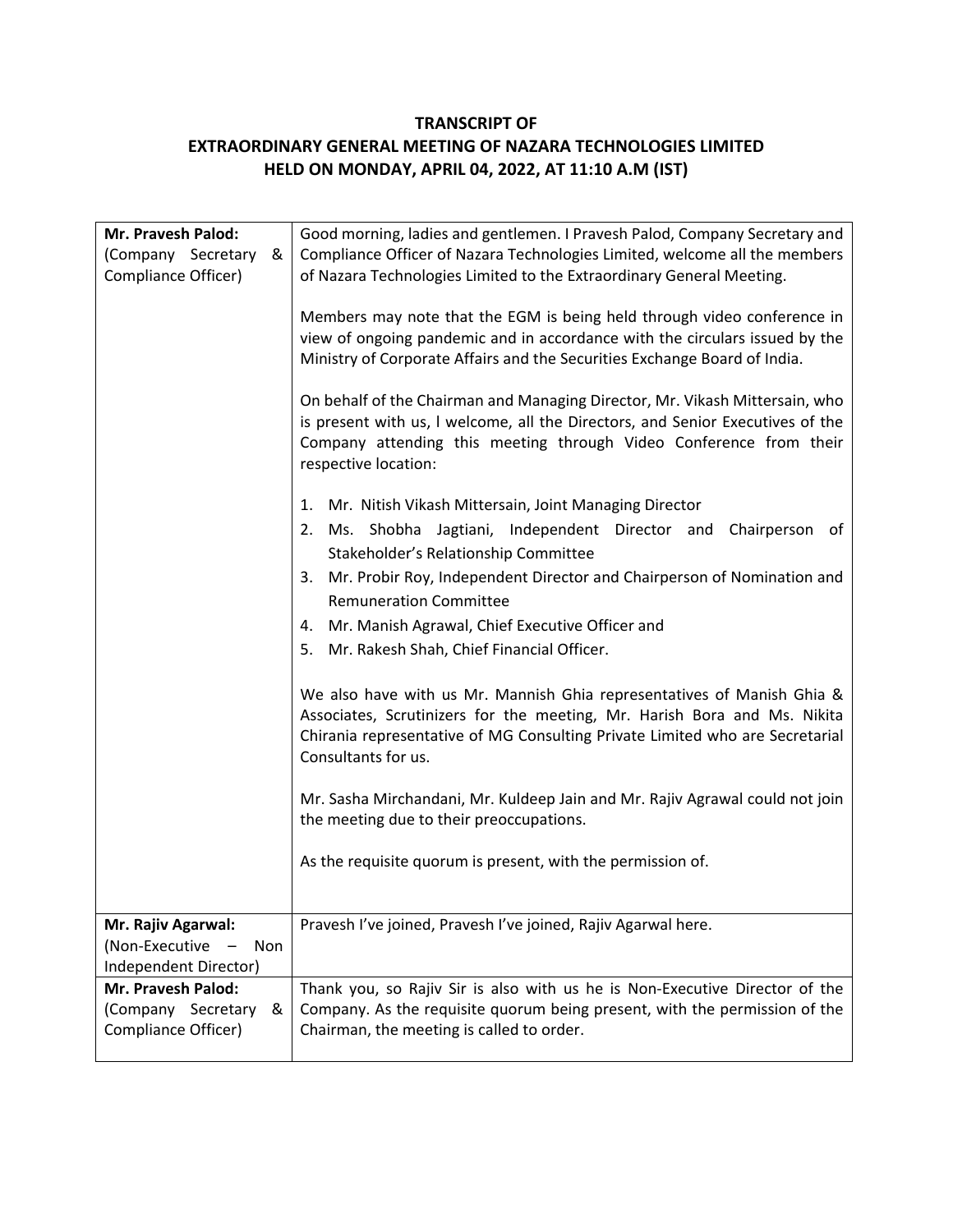**TRANSCRIPT OF**
**EXTRAORDINARY GENERAL MEETING OF NAZARA TECHNOLOGIES LIMITED**
**HELD ON MONDAY, APRIL 04, 2022, AT 11:10 A.M (IST)**

| | |
|---|---|
| **Mr. Pravesh Palod:** (Company Secretary & Compliance Officer) | Good morning, ladies and gentlemen. I Pravesh Palod, Company Secretary and Compliance Officer of Nazara Technologies Limited, welcome all the members of Nazara Technologies Limited to the Extraordinary General Meeting.<br><br>Members may note that the EGM is being held through video conference in view of ongoing pandemic and in accordance with the circulars issued by the Ministry of Corporate Affairs and the Securities Exchange Board of India.<br><br>On behalf of the Chairman and Managing Director, Mr. Vikash Mittersain, who is present with us, I welcome, all the Directors, and Senior Executives of the Company attending this meeting through Video Conference from their respective location:<br><br>1. Mr. Nitish Vikash Mittersain, Joint Managing Director<br>2. Ms. Shobha Jagtiani, Independent Director and Chairperson of Stakeholder's Relationship Committee<br>3. Mr. Probir Roy, Independent Director and Chairperson of Nomination and Remuneration Committee<br>4. Mr. Manish Agrawal, Chief Executive Officer and<br>5. Mr. Rakesh Shah, Chief Financial Officer.<br><br>We also have with us Mr. Mannish Ghia representatives of Manish Ghia & Associates, Scrutinizers for the meeting, Mr. Harish Bora and Ms. Nikita Chirania representative of MG Consulting Private Limited who are Secretarial Consultants for us.<br><br>Mr. Sasha Mirchandani, Mr. Kuldeep Jain and Mr. Rajiv Agrawal could not join the meeting due to their preoccupations.<br><br>As the requisite quorum is present, with the permission of. |
| **Mr. Rajiv Agarwal:** (Non-Executive – Non Independent Director) | Pravesh I've joined, Pravesh I've joined, Rajiv Agarwal here. |
| **Mr. Pravesh Palod:** (Company Secretary & Compliance Officer) | Thank you, so Rajiv Sir is also with us he is Non-Executive Director of the Company. As the requisite quorum being present, with the permission of the Chairman, the meeting is called to order. |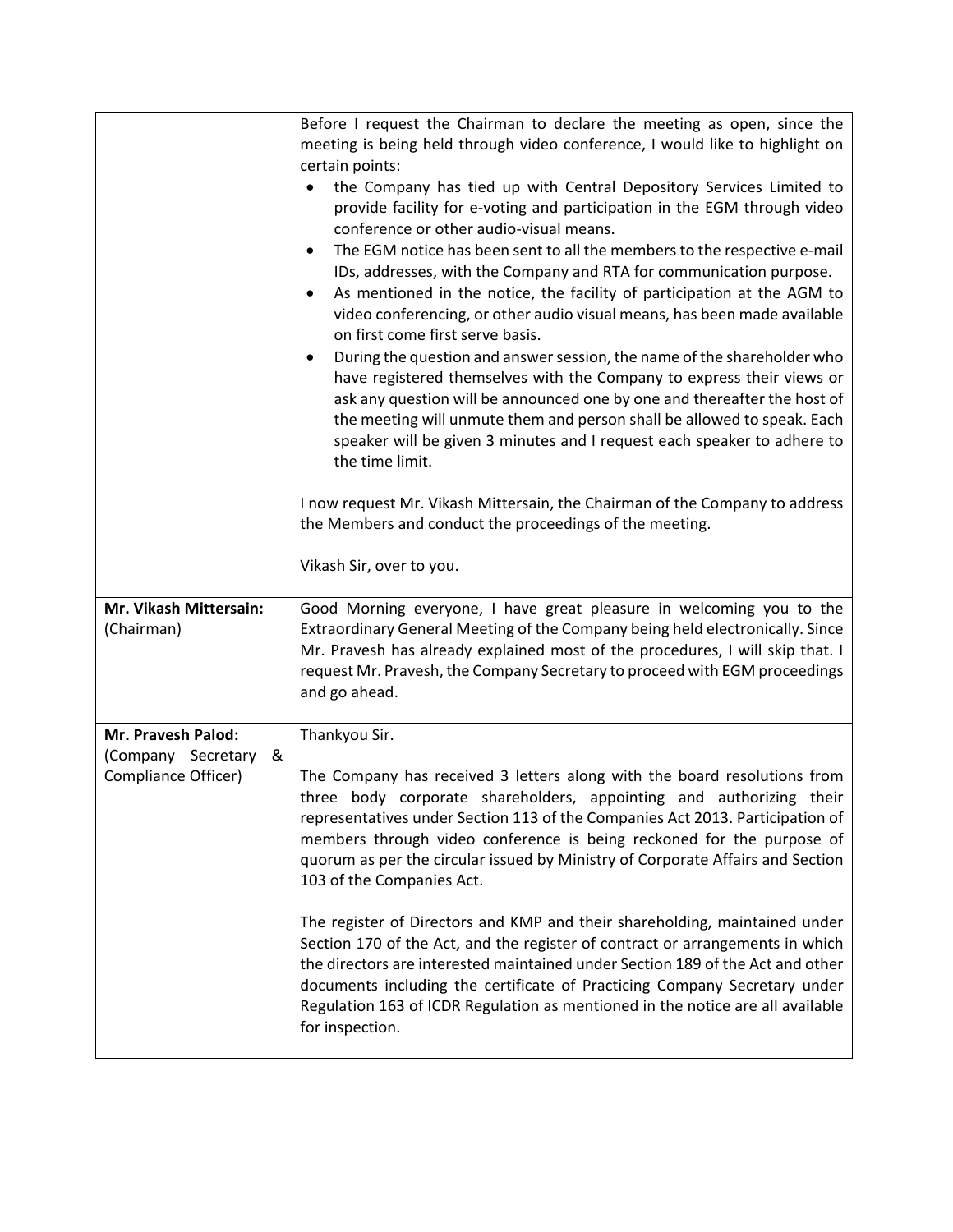| | |
|---|---|
| | Before I request the Chairman to declare the meeting as open, since the meeting is being held through video conference, I would like to highlight on certain points:<br>• the Company has tied up with Central Depository Services Limited to provide facility for e-voting and participation in the EGM through video conference or other audio-visual means.<br>• The EGM notice has been sent to all the members to the respective e-mail IDs, addresses, with the Company and RTA for communication purpose.<br>• As mentioned in the notice, the facility of participation at the AGM to video conferencing, or other audio visual means, has been made available on first come first serve basis.<br>• During the question and answer session, the name of the shareholder who have registered themselves with the Company to express their views or ask any question will be announced one by one and thereafter the host of the meeting will unmute them and person shall be allowed to speak. Each speaker will be given 3 minutes and I request each speaker to adhere to the time limit.<br><br>I now request Mr. Vikash Mittersain, the Chairman of the Company to address the Members and conduct the proceedings of the meeting.<br><br>Vikash Sir, over to you. |
| **Mr. Vikash Mittersain:** (Chairman) | Good Morning everyone, I have great pleasure in welcoming you to the Extraordinary General Meeting of the Company being held electronically. Since Mr. Pravesh has already explained most of the procedures, I will skip that. I request Mr. Pravesh, the Company Secretary to proceed with EGM proceedings and go ahead. |
| **Mr. Pravesh Palod:** (Company Secretary & Compliance Officer) | Thankyou Sir.<br><br>The Company has received 3 letters along with the board resolutions from three body corporate shareholders, appointing and authorizing their representatives under Section 113 of the Companies Act 2013. Participation of members through video conference is being reckoned for the purpose of quorum as per the circular issued by Ministry of Corporate Affairs and Section 103 of the Companies Act.<br><br>The register of Directors and KMP and their shareholding, maintained under Section 170 of the Act, and the register of contract or arrangements in which the directors are interested maintained under Section 189 of the Act and other documents including the certificate of Practicing Company Secretary under Regulation 163 of ICDR Regulation as mentioned in the notice are all available for inspection. |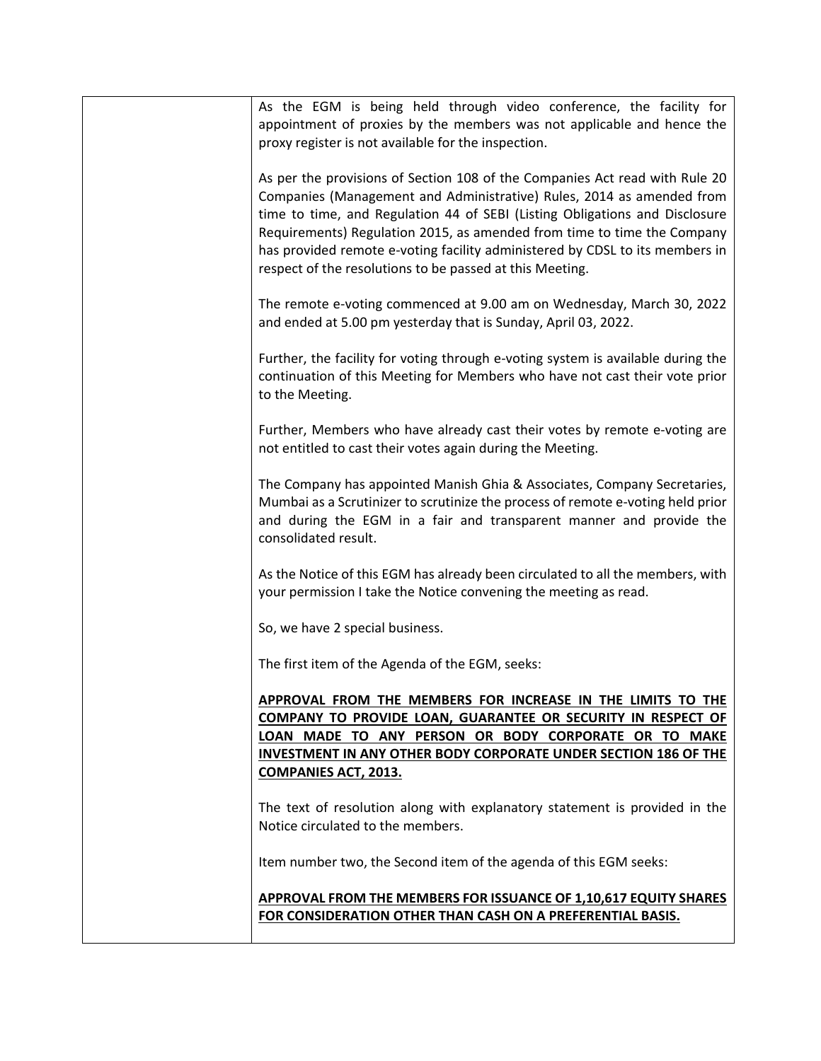| | |
|---|---|
| | As the EGM is being held through video conference, the facility for appointment of proxies by the members was not applicable and hence the proxy register is not available for the inspection.<br><br>As per the provisions of Section 108 of the Companies Act read with Rule 20 Companies (Management and Administrative) Rules, 2014 as amended from time to time, and Regulation 44 of SEBI (Listing Obligations and Disclosure Requirements) Regulation 2015, as amended from time to time the Company has provided remote e-voting facility administered by CDSL to its members in respect of the resolutions to be passed at this Meeting.<br><br>The remote e-voting commenced at 9.00 am on Wednesday, March 30, 2022 and ended at 5.00 pm yesterday that is Sunday, April 03, 2022.<br><br>Further, the facility for voting through e-voting system is available during the continuation of this Meeting for Members who have not cast their vote prior to the Meeting.<br><br>Further, Members who have already cast their votes by remote e-voting are not entitled to cast their votes again during the Meeting.<br><br>The Company has appointed Manish Ghia & Associates, Company Secretaries, Mumbai as a Scrutinizer to scrutinize the process of remote e-voting held prior and during the EGM in a fair and transparent manner and provide the consolidated result.<br><br>As the Notice of this EGM has already been circulated to all the members, with your permission I take the Notice convening the meeting as read.<br><br>So, we have 2 special business.<br><br>The first item of the Agenda of the EGM, seeks:<br><br>**APPROVAL FROM THE MEMBERS FOR INCREASE IN THE LIMITS TO THE COMPANY TO PROVIDE LOAN, GUARANTEE OR SECURITY IN RESPECT OF LOAN MADE TO ANY PERSON OR BODY CORPORATE OR TO MAKE INVESTMENT IN ANY OTHER BODY CORPORATE UNDER SECTION 186 OF THE COMPANIES ACT, 2013.**<br><br>The text of resolution along with explanatory statement is provided in the Notice circulated to the members.<br><br>Item number two, the Second item of the agenda of this EGM seeks:<br><br>**APPROVAL FROM THE MEMBERS FOR ISSUANCE OF 1,10,617 EQUITY SHARES FOR CONSIDERATION OTHER THAN CASH ON A PREFERENTIAL BASIS.** |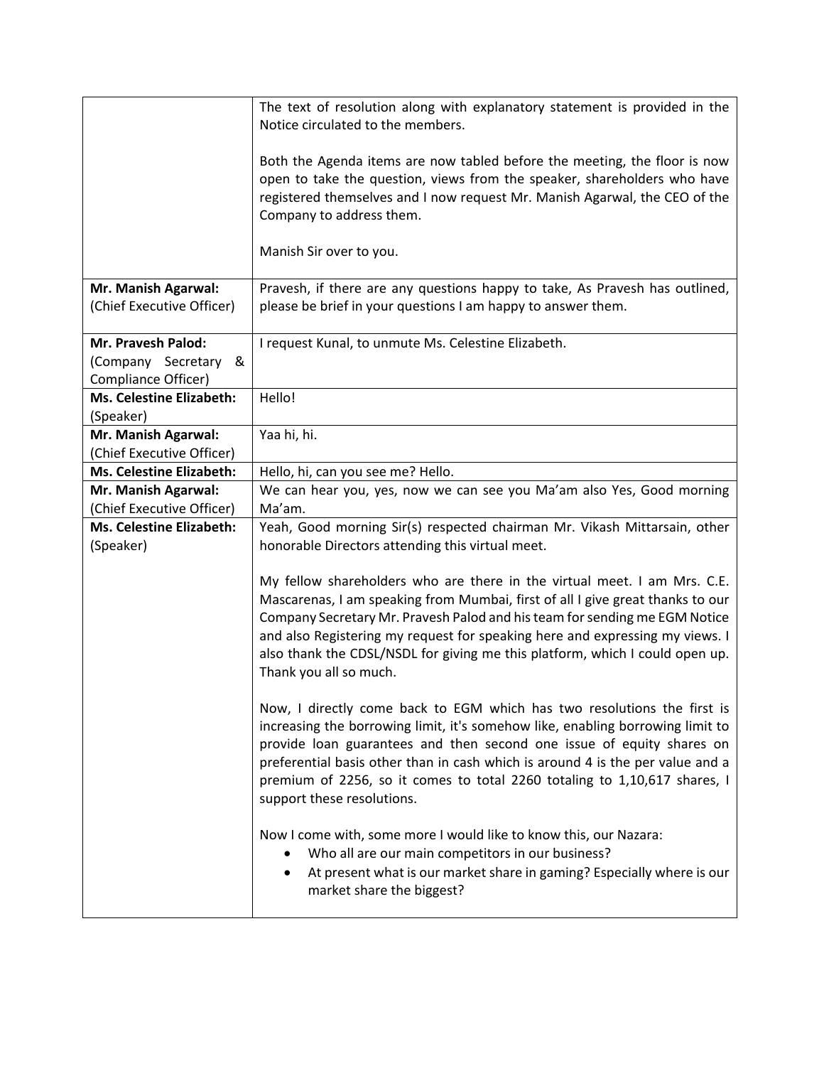| | |
|---|---|
| | The text of resolution along with explanatory statement is provided in the Notice circulated to the members.<br><br>Both the Agenda items are now tabled before the meeting, the floor is now open to take the question, views from the speaker, shareholders who have registered themselves and I now request Mr. Manish Agarwal, the CEO of the Company to address them.<br><br>Manish Sir over to you. |
| **Mr. Manish Agarwal:** (Chief Executive Officer) | Pravesh, if there are any questions happy to take, As Pravesh has outlined, please be brief in your questions I am happy to answer them. |
| **Mr. Pravesh Palod:** (Company Secretary & Compliance Officer) | I request Kunal, to unmute Ms. Celestine Elizabeth. |
| **Ms. Celestine Elizabeth:** (Speaker) | Hello! |
| **Mr. Manish Agarwal:** (Chief Executive Officer) | Yaa hi, hi. |
| **Ms. Celestine Elizabeth:** | Hello, hi, can you see me? Hello. |
| **Mr. Manish Agarwal:** (Chief Executive Officer) | We can hear you, yes, now we can see you Ma'am also Yes, Good morning Ma'am. |
| **Ms. Celestine Elizabeth:** (Speaker) | Yeah, Good morning Sir(s) respected chairman Mr. Vikash Mittarsain, other honorable Directors attending this virtual meet.<br><br>My fellow shareholders who are there in the virtual meet. I am Mrs. C.E. Mascarenas, I am speaking from Mumbai, first of all I give great thanks to our Company Secretary Mr. Pravesh Palod and his team for sending me EGM Notice and also Registering my request for speaking here and expressing my views. I also thank the CDSL/NSDL for giving me this platform, which I could open up. Thank you all so much.<br><br>Now, I directly come back to EGM which has two resolutions the first is increasing the borrowing limit, it's somehow like, enabling borrowing limit to provide loan guarantees and then second one issue of equity shares on preferential basis other than in cash which is around 4 is the per value and a premium of 2256, so it comes to total 2260 totaling to 1,10,617 shares, I support these resolutions.<br><br>Now I come with, some more I would like to know this, our Nazara:<br>• Who all are our main competitors in our business?<br>• At present what is our market share in gaming? Especially where is our market share the biggest? |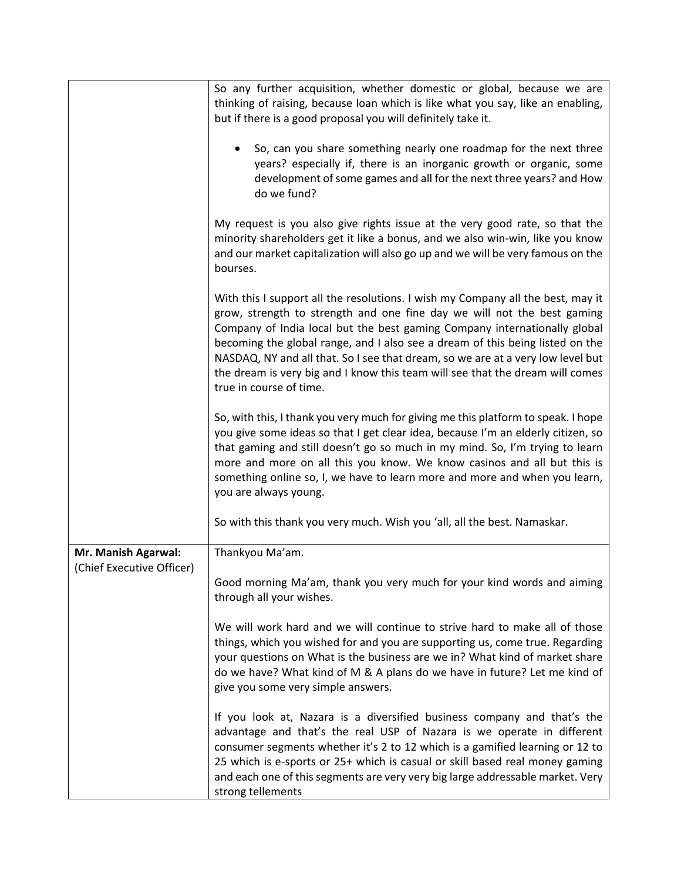| | |
|---|---|
| | So any further acquisition, whether domestic or global, because we are thinking of raising, because loan which is like what you say, like an enabling, but if there is a good proposal you will definitely take it.<br><br>• So, can you share something nearly one roadmap for the next three years? especially if, there is an inorganic growth or organic, some development of some games and all for the next three years? and How do we fund?<br><br>My request is you also give rights issue at the very good rate, so that the minority shareholders get it like a bonus, and we also win-win, like you know and our market capitalization will also go up and we will be very famous on the bourses.<br><br>With this I support all the resolutions. I wish my Company all the best, may it grow, strength to strength and one fine day we will not the best gaming Company of India local but the best gaming Company internationally global becoming the global range, and I also see a dream of this being listed on the NASDAQ, NY and all that. So I see that dream, so we are at a very low level but the dream is very big and I know this team will see that the dream will comes true in course of time.<br><br>So, with this, I thank you very much for giving me this platform to speak. I hope you give some ideas so that I get clear idea, because I'm an elderly citizen, so that gaming and still doesn't go so much in my mind. So, I'm trying to learn more and more on all this you know. We know casinos and all but this is something online so, I, we have to learn more and more and when you learn, you are always young.<br><br>So with this thank you very much. Wish you 'all, all the best. Namaskar. |
| **Mr. Manish Agarwal:** (Chief Executive Officer) | Thankyou Ma'am.<br><br>Good morning Ma'am, thank you very much for your kind words and aiming through all your wishes.<br><br>We will work hard and we will continue to strive hard to make all of those things, which you wished for and you are supporting us, come true. Regarding your questions on What is the business are we in? What kind of market share do we have? What kind of M & A plans do we have in future? Let me kind of give you some very simple answers.<br><br>If you look at, Nazara is a diversified business company and that's the advantage and that's the real USP of Nazara is we operate in different consumer segments whether it's 2 to 12 which is a gamified learning or 12 to 25 which is e-sports or 25+ which is casual or skill based real money gaming and each one of this segments are very very big large addressable market. Very strong tellements |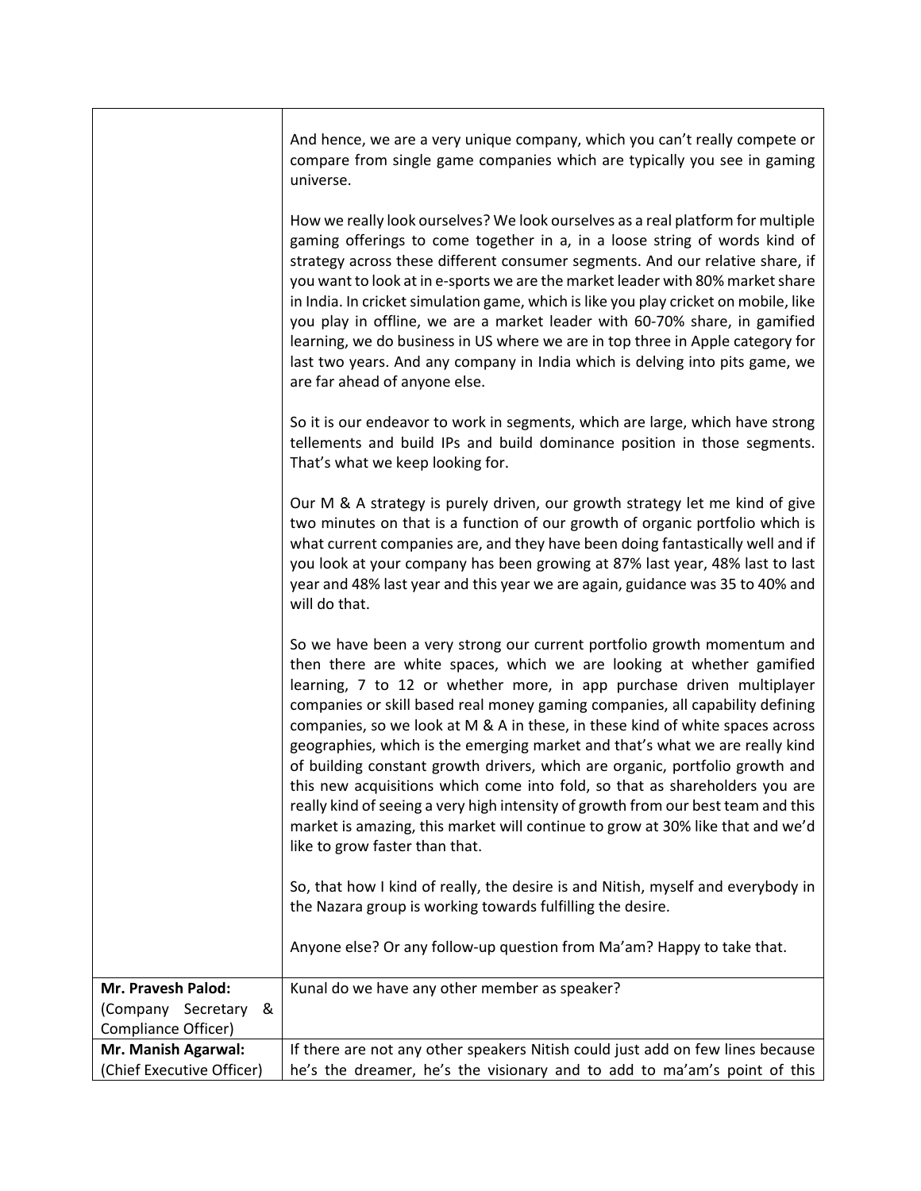| | |
|---|---|
| | And hence, we are a very unique company, which you can't really compete or compare from single game companies which are typically you see in gaming universe.<br><br>How we really look ourselves? We look ourselves as a real platform for multiple gaming offerings to come together in a, in a loose string of words kind of strategy across these different consumer segments. And our relative share, if you want to look at in e-sports we are the market leader with 80% market share in India. In cricket simulation game, which is like you play cricket on mobile, like you play in offline, we are a market leader with 60-70% share, in gamified learning, we do business in US where we are in top three in Apple category for last two years. And any company in India which is delving into pits game, we are far ahead of anyone else.<br><br>So it is our endeavor to work in segments, which are large, which have strong tellements and build IPs and build dominance position in those segments. That's what we keep looking for.<br><br>Our M & A strategy is purely driven, our growth strategy let me kind of give two minutes on that is a function of our growth of organic portfolio which is what current companies are, and they have been doing fantastically well and if you look at your company has been growing at 87% last year, 48% last to last year and 48% last year and this year we are again, guidance was 35 to 40% and will do that.<br><br>So we have been a very strong our current portfolio growth momentum and then there are white spaces, which we are looking at whether gamified learning, 7 to 12 or whether more, in app purchase driven multiplayer companies or skill based real money gaming companies, all capability defining companies, so we look at M & A in these, in these kind of white spaces across geographies, which is the emerging market and that's what we are really kind of building constant growth drivers, which are organic, portfolio growth and this new acquisitions which come into fold, so that as shareholders you are really kind of seeing a very high intensity of growth from our best team and this market is amazing, this market will continue to grow at 30% like that and we'd like to grow faster than that.<br><br>So, that how I kind of really, the desire is and Nitish, myself and everybody in the Nazara group is working towards fulfilling the desire.<br><br>Anyone else? Or any follow-up question from Ma'am? Happy to take that. |
| **Mr. Pravesh Palod:** (Company Secretary & Compliance Officer) | Kunal do we have any other member as speaker? |
| **Mr. Manish Agarwal:** (Chief Executive Officer) | If there are not any other speakers Nitish could just add on few lines because he's the dreamer, he's the visionary and to add to ma'am's point of this |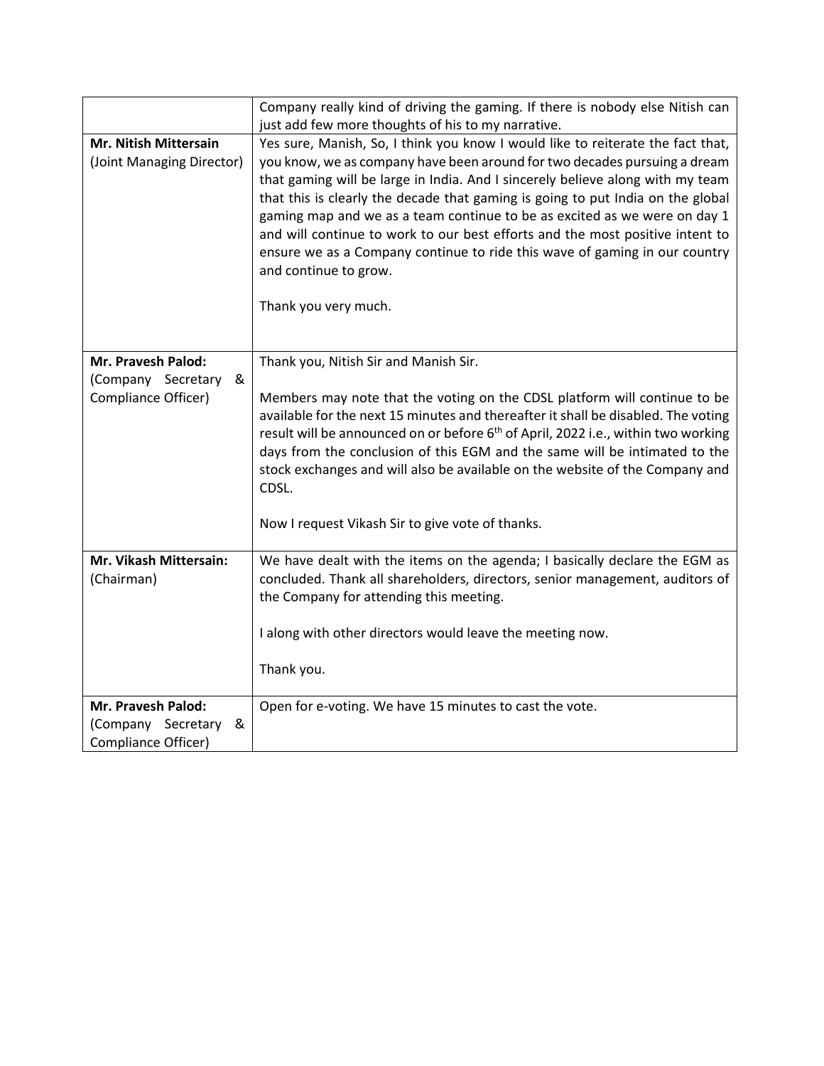| | |
|---|---|
| | Company really kind of driving the gaming. If there is nobody else Nitish can just add few more thoughts of his to my narrative. |
| **Mr. Nitish Mittersain** (Joint Managing Director) | Yes sure, Manish, So, I think you know I would like to reiterate the fact that, you know, we as company have been around for two decades pursuing a dream that gaming will be large in India. And I sincerely believe along with my team that this is clearly the decade that gaming is going to put India on the global gaming map and we as a team continue to be as excited as we were on day 1 and will continue to work to our best efforts and the most positive intent to ensure we as a Company continue to ride this wave of gaming in our country and continue to grow.<br><br>Thank you very much. |
| **Mr. Pravesh Palod:** (Company Secretary & Compliance Officer) | Thank you, Nitish Sir and Manish Sir.<br><br>Members may note that the voting on the CDSL platform will continue to be available for the next 15 minutes and thereafter it shall be disabled. The voting result will be announced on or before 6th of April, 2022 i.e., within two working days from the conclusion of this EGM and the same will be intimated to the stock exchanges and will also be available on the website of the Company and CDSL.<br><br>Now I request Vikash Sir to give vote of thanks. |
| **Mr. Vikash Mittersain:** (Chairman) | We have dealt with the items on the agenda; I basically declare the EGM as concluded. Thank all shareholders, directors, senior management, auditors of the Company for attending this meeting.<br><br>I along with other directors would leave the meeting now.<br><br>Thank you. |
| **Mr. Pravesh Palod:** (Company Secretary & Compliance Officer) | Open for e-voting. We have 15 minutes to cast the vote. |